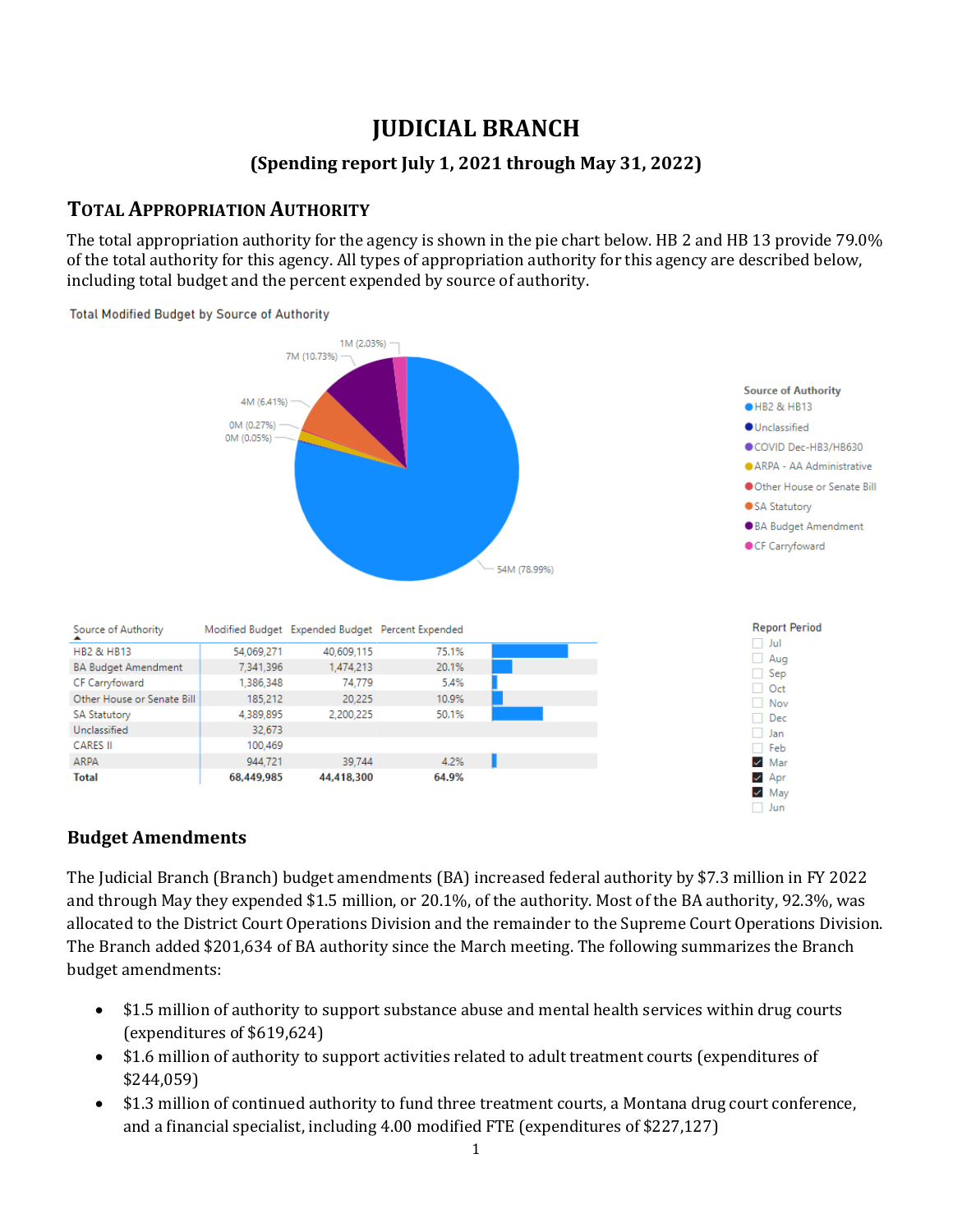# JUDICIAL BRANCH

## (Spending report July 1, 2021 through May 31, 2022)

## TOTAL APPROPRIATION AUTHORITY

The total appropriation authority for the agency is shown in the pie chart below. HB 2 and HB 13 provide 79.0% of the total authority for this agency. All types of appropriation authority for this agency are described below, including total budget and the percent expended by source of authority.

Total Modified Budget by Source of Authority

| Source of Authority | Modified Budget | Expended Budget | Percent Expended |
|---|---|---|---|
| HB2 & HB13 | 54,069,271 | 40,609,115 | 75.1% |
| BA Budget Amendment | 7,341,396 | 1,474,213 | 20.1% |
| CF Carryfoward | 1,386,348 | 74,779 | 5.4% |
| Other House or Senate Bill | 185,212 | 20,225 | 10.9% |
| SA Statutory | 4,389,895 | 2,200,225 | 50.1% |
| Unclassified | 32,673 | | |
| CARES II | 100,469 | | |
| ARPA | 944,721 | 39,744 | 4.2% |
| **Total** | **68,449,985** | **44,418,300** | **64.9%** |

## Budget Amendments

The Judicial Branch (Branch) budget amendments (BA) increased federal authority by $7.3 million in FY 2022 and through May they expended $1.5 million, or 20.1%, of the authority. Most of the BA authority, 92.3%, was allocated to the District Court Operations Division and the remainder to the Supreme Court Operations Division. The Branch added $201,634 of BA authority since the March meeting. The following summarizes the Branch budget amendments:

- $1.5 million of authority to support substance abuse and mental health services within drug courts (expenditures of $619,624)
- $1.6 million of authority to support activities related to adult treatment courts (expenditures of $244,059)
- $1.3 million of continued authority to fund three treatment courts, a Montana drug court conference, and a financial specialist, including 4.00 modified FTE (expenditures of $227,127)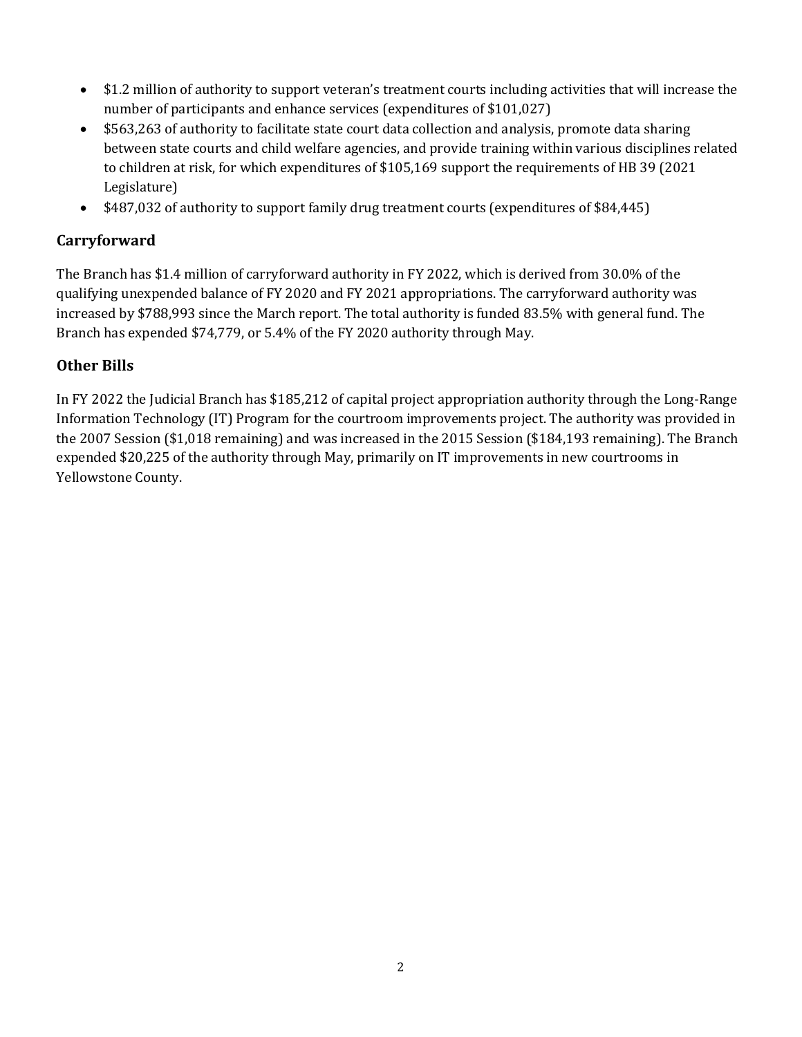- $1.2 million of authority to support veteran's treatment courts including activities that will increase the number of participants and enhance services (expenditures of $101,027)
- $563,263 of authority to facilitate state court data collection and analysis, promote data sharing between state courts and child welfare agencies, and provide training within various disciplines related to children at risk, for which expenditures of $105,169 support the requirements of HB 39 (2021 Legislature)
- $487,032 of authority to support family drug treatment courts (expenditures of $84,445)

## Carryforward

The Branch has $1.4 million of carryforward authority in FY 2022, which is derived from 30.0% of the qualifying unexpended balance of FY 2020 and FY 2021 appropriations. The carryforward authority was increased by $788,993 since the March report. The total authority is funded 83.5% with general fund. The Branch has expended $74,779, or 5.4% of the FY 2020 authority through May.

## Other Bills

In FY 2022 the Judicial Branch has $185,212 of capital project appropriation authority through the Long-Range Information Technology (IT) Program for the courtroom improvements project. The authority was provided in the 2007 Session ($1,018 remaining) and was increased in the 2015 Session ($184,193 remaining). The Branch expended $20,225 of the authority through May, primarily on IT improvements in new courtrooms in Yellowstone County.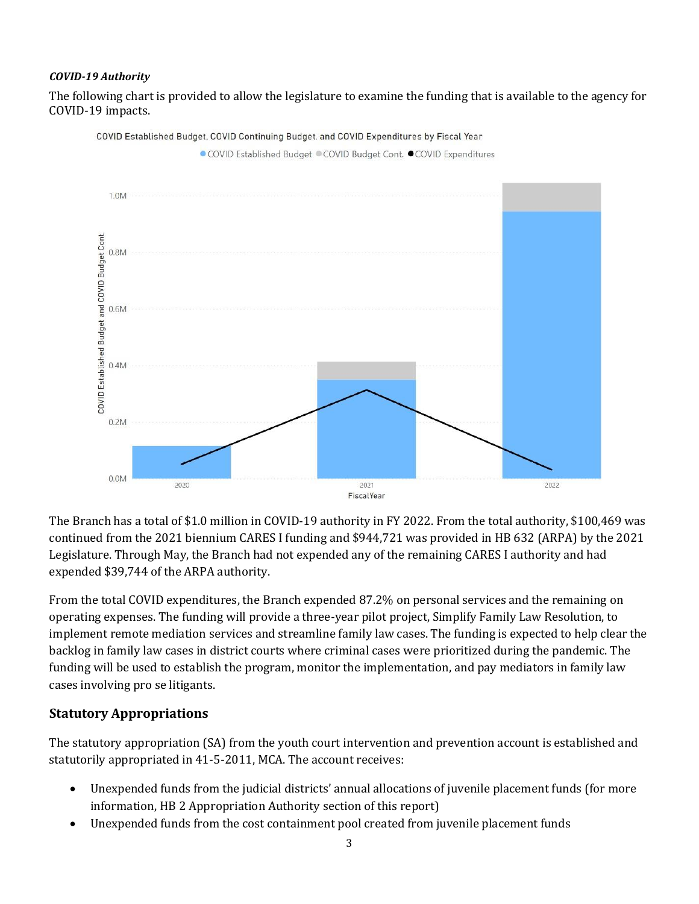*COVID-19 Authority*

The following chart is provided to allow the legislature to examine the funding that is available to the agency for COVID-19 impacts.

COVID Established Budget, COVID Continuing Budget, and COVID Expenditures by Fiscal Year

The Branch has a total of $1.0 million in COVID-19 authority in FY 2022. From the total authority, $100,469 was continued from the 2021 biennium CARES I funding and $944,721 was provided in HB 632 (ARPA) by the 2021 Legislature. Through May, the Branch had not expended any of the remaining CARES I authority and had expended $39,744 of the ARPA authority.

From the total COVID expenditures, the Branch expended 87.2% on personal services and the remaining on operating expenses. The funding will provide a three-year pilot project, Simplify Family Law Resolution, to implement remote mediation services and streamline family law cases. The funding is expected to help clear the backlog in family law cases in district courts where criminal cases were prioritized during the pandemic. The funding will be used to establish the program, monitor the implementation, and pay mediators in family law cases involving pro se litigants.

## Statutory Appropriations

The statutory appropriation (SA) from the youth court intervention and prevention account is established and statutorily appropriated in 41-5-2011, MCA. The account receives:

- Unexpended funds from the judicial districts' annual allocations of juvenile placement funds (for more information, HB 2 Appropriation Authority section of this report)
- Unexpended funds from the cost containment pool created from juvenile placement funds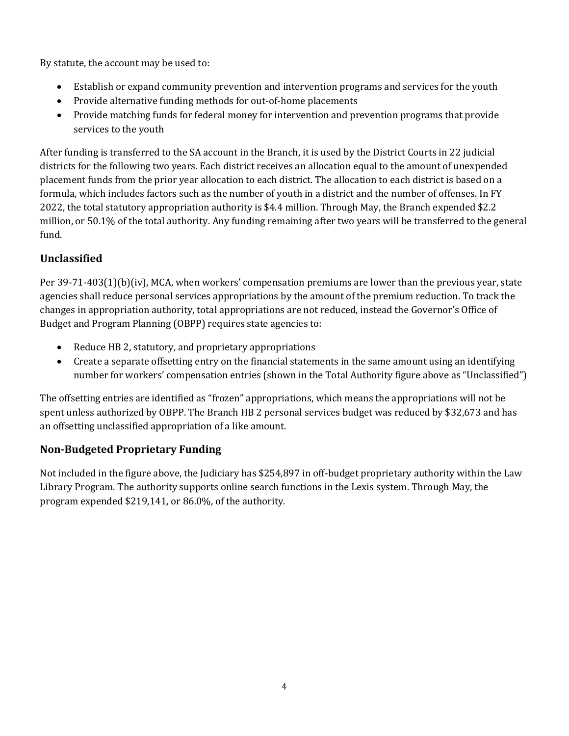By statute, the account may be used to:

- Establish or expand community prevention and intervention programs and services for the youth
- Provide alternative funding methods for out-of-home placements
- Provide matching funds for federal money for intervention and prevention programs that provide services to the youth

After funding is transferred to the SA account in the Branch, it is used by the District Courts in 22 judicial districts for the following two years. Each district receives an allocation equal to the amount of unexpended placement funds from the prior year allocation to each district. The allocation to each district is based on a formula, which includes factors such as the number of youth in a district and the number of offenses. In FY 2022, the total statutory appropriation authority is $4.4 million. Through May, the Branch expended $2.2 million, or 50.1% of the total authority. Any funding remaining after two years will be transferred to the general fund.

### Unclassified

Per 39-71-403(1)(b)(iv), MCA, when workers' compensation premiums are lower than the previous year, state agencies shall reduce personal services appropriations by the amount of the premium reduction. To track the changes in appropriation authority, total appropriations are not reduced, instead the Governor's Office of Budget and Program Planning (OBPP) requires state agencies to:

- Reduce HB 2, statutory, and proprietary appropriations
- Create a separate offsetting entry on the financial statements in the same amount using an identifying number for workers' compensation entries (shown in the Total Authority figure above as "Unclassified")

The offsetting entries are identified as "frozen" appropriations, which means the appropriations will not be spent unless authorized by OBPP. The Branch HB 2 personal services budget was reduced by $32,673 and has an offsetting unclassified appropriation of a like amount.

### Non-Budgeted Proprietary Funding

Not included in the figure above, the Judiciary has $254,897 in off-budget proprietary authority within the Law Library Program. The authority supports online search functions in the Lexis system. Through May, the program expended $219,141, or 86.0%, of the authority.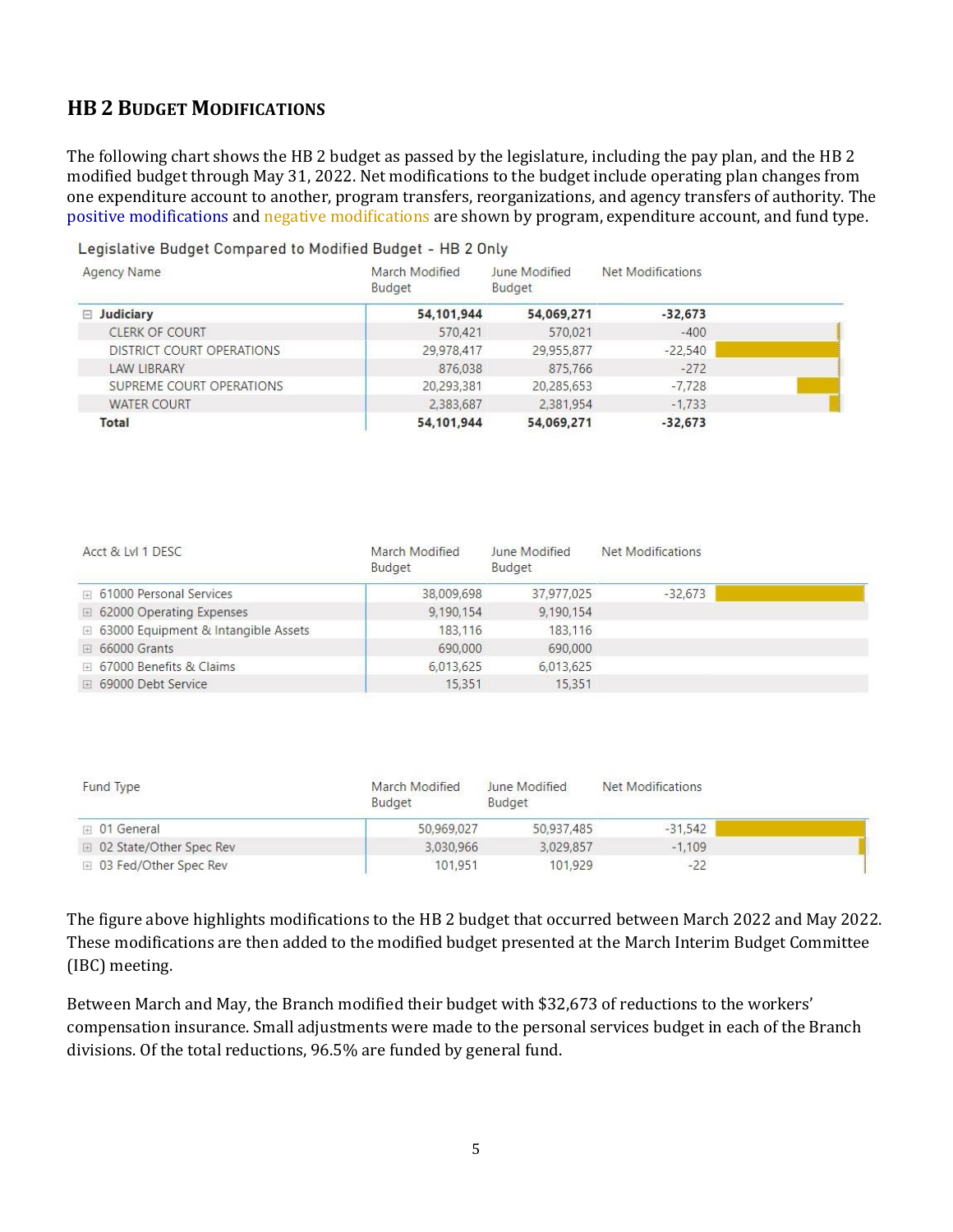## HB 2 Budget Modifications

The following chart shows the HB 2 budget as passed by the legislature, including the pay plan, and the HB 2 modified budget through May 31, 2022. Net modifications to the budget include operating plan changes from one expenditure account to another, program transfers, reorganizations, and agency transfers of authority. The positive modifications and negative modifications are shown by program, expenditure account, and fund type.

**Legislative Budget Compared to Modified Budget - HB 2 Only**

| Agency Name | March Modified Budget | June Modified Budget | Net Modifications |
|---|---|---|---|
| **Judiciary** | **54,101,944** | **54,069,271** | **-32,673** |
| CLERK OF COURT | 570,421 | 570,021 | -400 |
| DISTRICT COURT OPERATIONS | 29,978,417 | 29,955,877 | -22,540 |
| LAW LIBRARY | 876,038 | 875,766 | -272 |
| SUPREME COURT OPERATIONS | 20,293,381 | 20,285,653 | -7,728 |
| WATER COURT | 2,383,687 | 2,381,954 | -1,733 |
| **Total** | **54,101,944** | **54,069,271** | **-32,673** |

| Acct & Lvl 1 DESC | March Modified Budget | June Modified Budget | Net Modifications |
|---|---|---|---|
| 61000 Personal Services | 38,009,698 | 37,977,025 | -32,673 |
| 62000 Operating Expenses | 9,190,154 | 9,190,154 | |
| 63000 Equipment & Intangible Assets | 183,116 | 183,116 | |
| 66000 Grants | 690,000 | 690,000 | |
| 67000 Benefits & Claims | 6,013,625 | 6,013,625 | |
| 69000 Debt Service | 15,351 | 15,351 | |

| Fund Type | March Modified Budget | June Modified Budget | Net Modifications |
|---|---|---|---|
| 01 General | 50,969,027 | 50,937,485 | -31,542 |
| 02 State/Other Spec Rev | 3,030,966 | 3,029,857 | -1,109 |
| 03 Fed/Other Spec Rev | 101,951 | 101,929 | -22 |

The figure above highlights modifications to the HB 2 budget that occurred between March 2022 and May 2022. These modifications are then added to the modified budget presented at the March Interim Budget Committee (IBC) meeting.

Between March and May, the Branch modified their budget with $32,673 of reductions to the workers' compensation insurance. Small adjustments were made to the personal services budget in each of the Branch divisions. Of the total reductions, 96.5% are funded by general fund.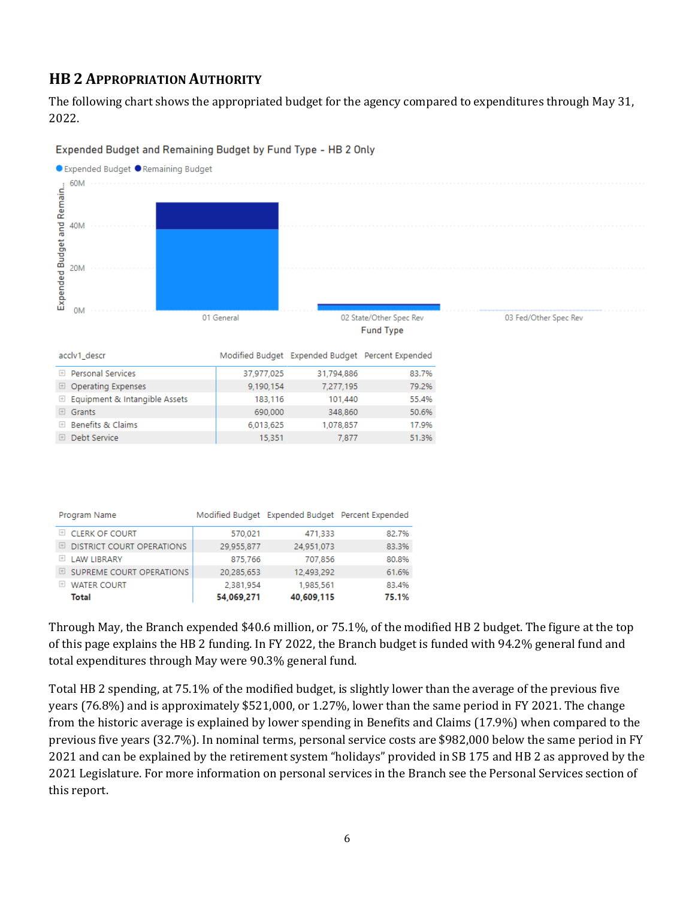## HB 2 Appropriation Authority

The following chart shows the appropriated budget for the agency compared to expenditures through May 31, 2022.

Expended Budget and Remaining Budget by Fund Type - HB 2 Only

| acclv1_descr | Modified Budget | Expended Budget | Percent Expended |
|---|---|---|---|
| Personal Services | 37,977,025 | 31,794,886 | 83.7% |
| Operating Expenses | 9,190,154 | 7,277,195 | 79.2% |
| Equipment & Intangible Assets | 183,116 | 101,440 | 55.4% |
| Grants | 690,000 | 348,860 | 50.6% |
| Benefits & Claims | 6,013,625 | 1,078,857 | 17.9% |
| Debt Service | 15,351 | 7,877 | 51.3% |

| Program Name | Modified Budget | Expended Budget | Percent Expended |
|---|---|---|---|
| CLERK OF COURT | 570,021 | 471,333 | 82.7% |
| DISTRICT COURT OPERATIONS | 29,955,877 | 24,951,073 | 83.3% |
| LAW LIBRARY | 875,766 | 707,856 | 80.8% |
| SUPREME COURT OPERATIONS | 20,285,653 | 12,493,292 | 61.6% |
| WATER COURT | 2,381,954 | 1,985,561 | 83.4% |
| **Total** | **54,069,271** | **40,609,115** | **75.1%** |

Through May, the Branch expended $40.6 million, or 75.1%, of the modified HB 2 budget. The figure at the top of this page explains the HB 2 funding. In FY 2022, the Branch budget is funded with 94.2% general fund and total expenditures through May were 90.3% general fund.

Total HB 2 spending, at 75.1% of the modified budget, is slightly lower than the average of the previous five years (76.8%) and is approximately $521,000, or 1.27%, lower than the same period in FY 2021. The change from the historic average is explained by lower spending in Benefits and Claims (17.9%) when compared to the previous five years (32.7%). In nominal terms, personal service costs are $982,000 below the same period in FY 2021 and can be explained by the retirement system "holidays" provided in SB 175 and HB 2 as approved by the 2021 Legislature. For more information on personal services in the Branch see the Personal Services section of this report.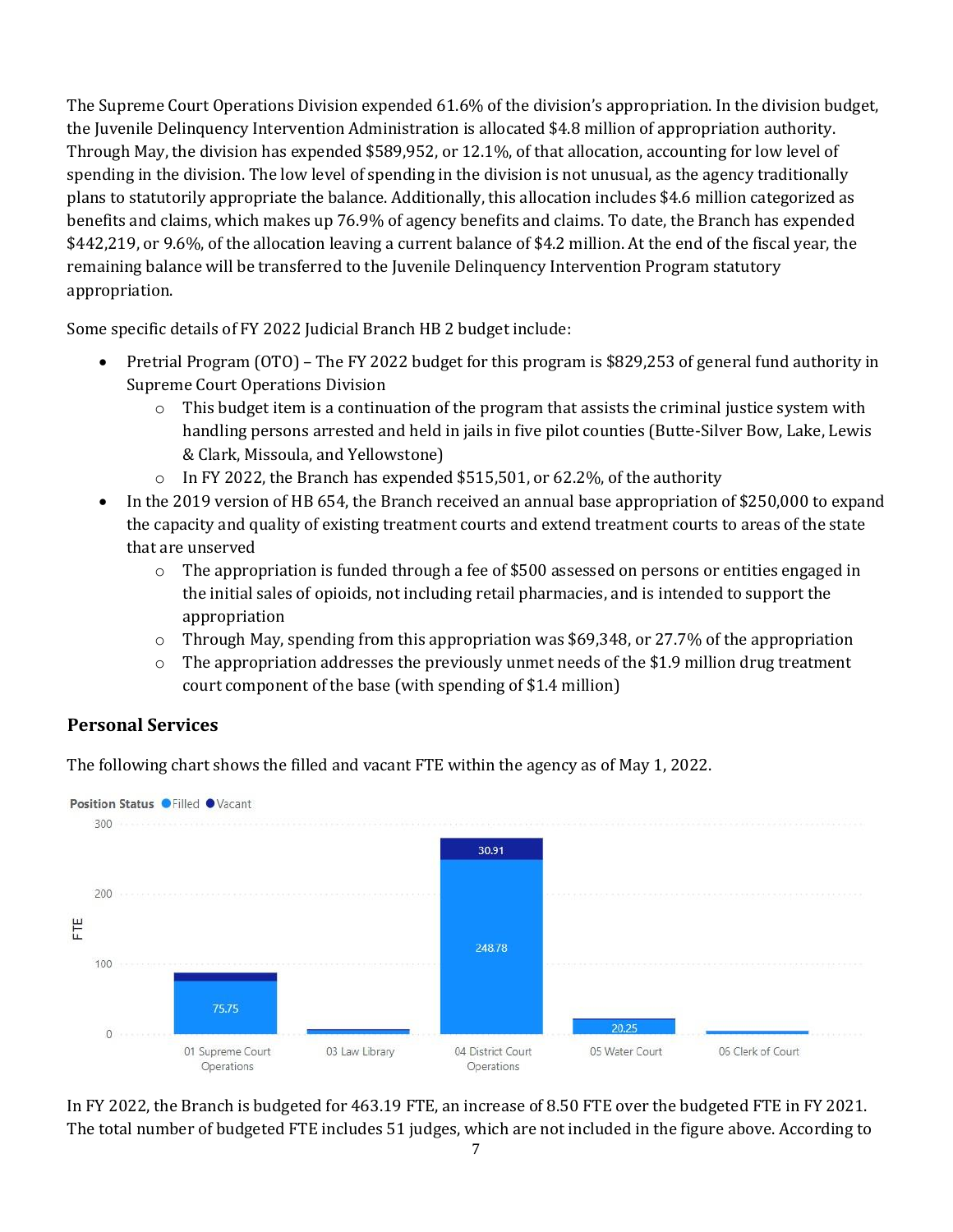The Supreme Court Operations Division expended 61.6% of the division's appropriation. In the division budget, the Juvenile Delinquency Intervention Administration is allocated $4.8 million of appropriation authority. Through May, the division has expended $589,952, or 12.1%, of that allocation, accounting for low level of spending in the division. The low level of spending in the division is not unusual, as the agency traditionally plans to statutorily appropriate the balance. Additionally, this allocation includes $4.6 million categorized as benefits and claims, which makes up 76.9% of agency benefits and claims. To date, the Branch has expended $442,219, or 9.6%, of the allocation leaving a current balance of $4.2 million. At the end of the fiscal year, the remaining balance will be transferred to the Juvenile Delinquency Intervention Program statutory appropriation.

Some specific details of FY 2022 Judicial Branch HB 2 budget include:

- Pretrial Program (OTO) – The FY 2022 budget for this program is $829,253 of general fund authority in Supreme Court Operations Division
  - This budget item is a continuation of the program that assists the criminal justice system with handling persons arrested and held in jails in five pilot counties (Butte-Silver Bow, Lake, Lewis & Clark, Missoula, and Yellowstone)
  - In FY 2022, the Branch has expended $515,501, or 62.2%, of the authority
- In the 2019 version of HB 654, the Branch received an annual base appropriation of $250,000 to expand the capacity and quality of existing treatment courts and extend treatment courts to areas of the state that are unserved
  - The appropriation is funded through a fee of $500 assessed on persons or entities engaged in the initial sales of opioids, not including retail pharmacies, and is intended to support the appropriation
  - Through May, spending from this appropriation was $69,348, or 27.7% of the appropriation
  - The appropriation addresses the previously unmet needs of the $1.9 million drug treatment court component of the base (with spending of $1.4 million)

## Personal Services

The following chart shows the filled and vacant FTE within the agency as of May 1, 2022.

| Division | Filled | Vacant |
|---|---|---|
| 01 Supreme Court Operations | 75.75 | |
| 03 Law Library | | |
| 04 District Court Operations | 248.78 | 30.91 |
| 05 Water Court | 20.25 | |
| 06 Clerk of Court | | |

In FY 2022, the Branch is budgeted for 463.19 FTE, an increase of 8.50 FTE over the budgeted FTE in FY 2021. The total number of budgeted FTE includes 51 judges, which are not included in the figure above. According to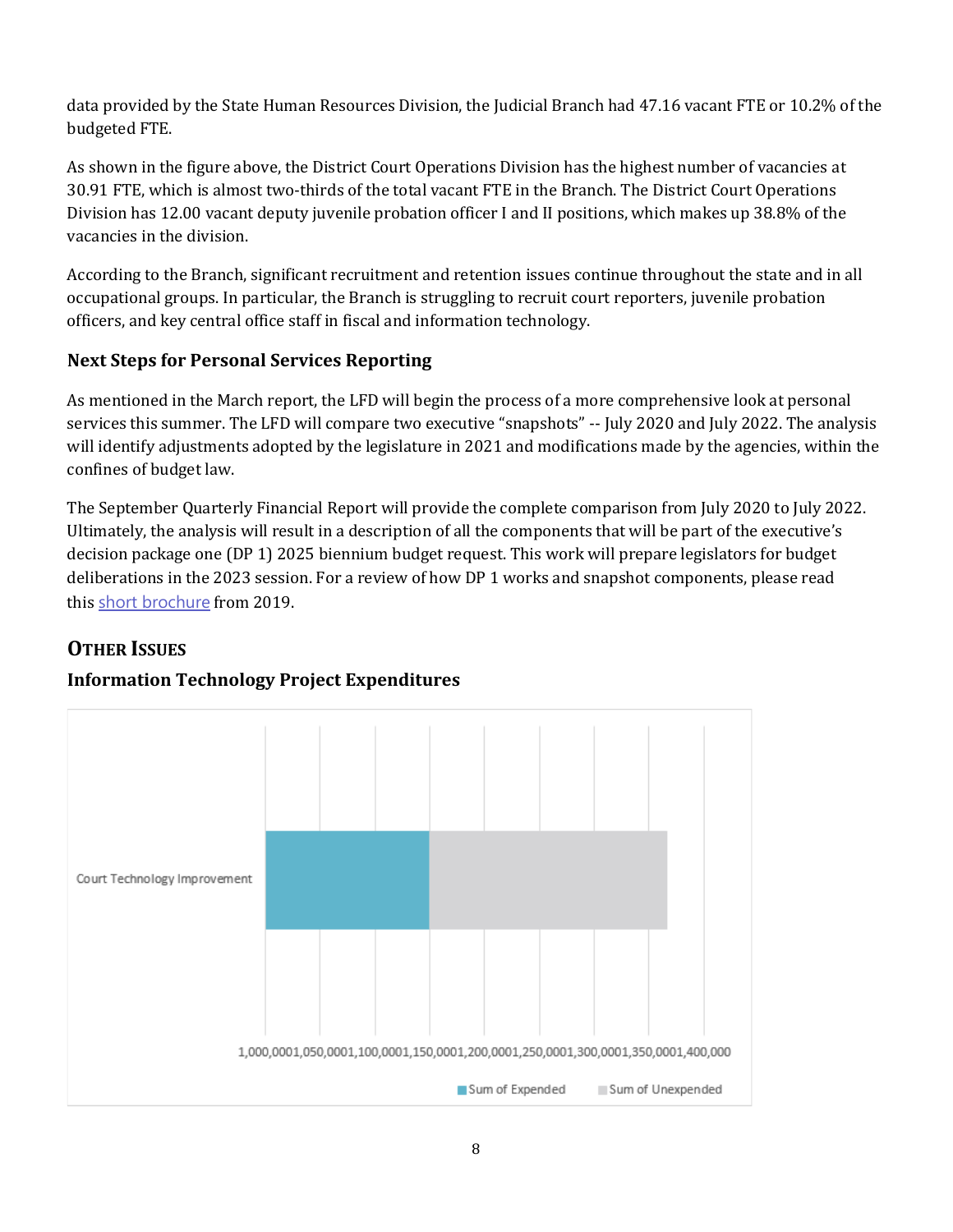data provided by the State Human Resources Division, the Judicial Branch had 47.16 vacant FTE or 10.2% of the budgeted FTE.

As shown in the figure above, the District Court Operations Division has the highest number of vacancies at 30.91 FTE, which is almost two-thirds of the total vacant FTE in the Branch. The District Court Operations Division has 12.00 vacant deputy juvenile probation officer I and II positions, which makes up 38.8% of the vacancies in the division.

According to the Branch, significant recruitment and retention issues continue throughout the state and in all occupational groups. In particular, the Branch is struggling to recruit court reporters, juvenile probation officers, and key central office staff in fiscal and information technology.

### Next Steps for Personal Services Reporting

As mentioned in the March report, the LFD will begin the process of a more comprehensive look at personal services this summer. The LFD will compare two executive "snapshots" -- July 2020 and July 2022. The analysis will identify adjustments adopted by the legislature in 2021 and modifications made by the agencies, within the confines of budget law.

The September Quarterly Financial Report will provide the complete comparison from July 2020 to July 2022. Ultimately, the analysis will result in a description of all the components that will be part of the executive's decision package one (DP 1) 2025 biennium budget request. This work will prepare legislators for budget deliberations in the 2023 session. For a review of how DP 1 works and snapshot components, please read this short brochure from 2019.

## Other Issues

### Information Technology Project Expenditures

Court Technology Improvement

1,000,000 1,050,000 1,100,000 1,150,000 1,200,000 1,250,000 1,300,000 1,350,000 1,400,000

Sum of Expended · Sum of Unexpended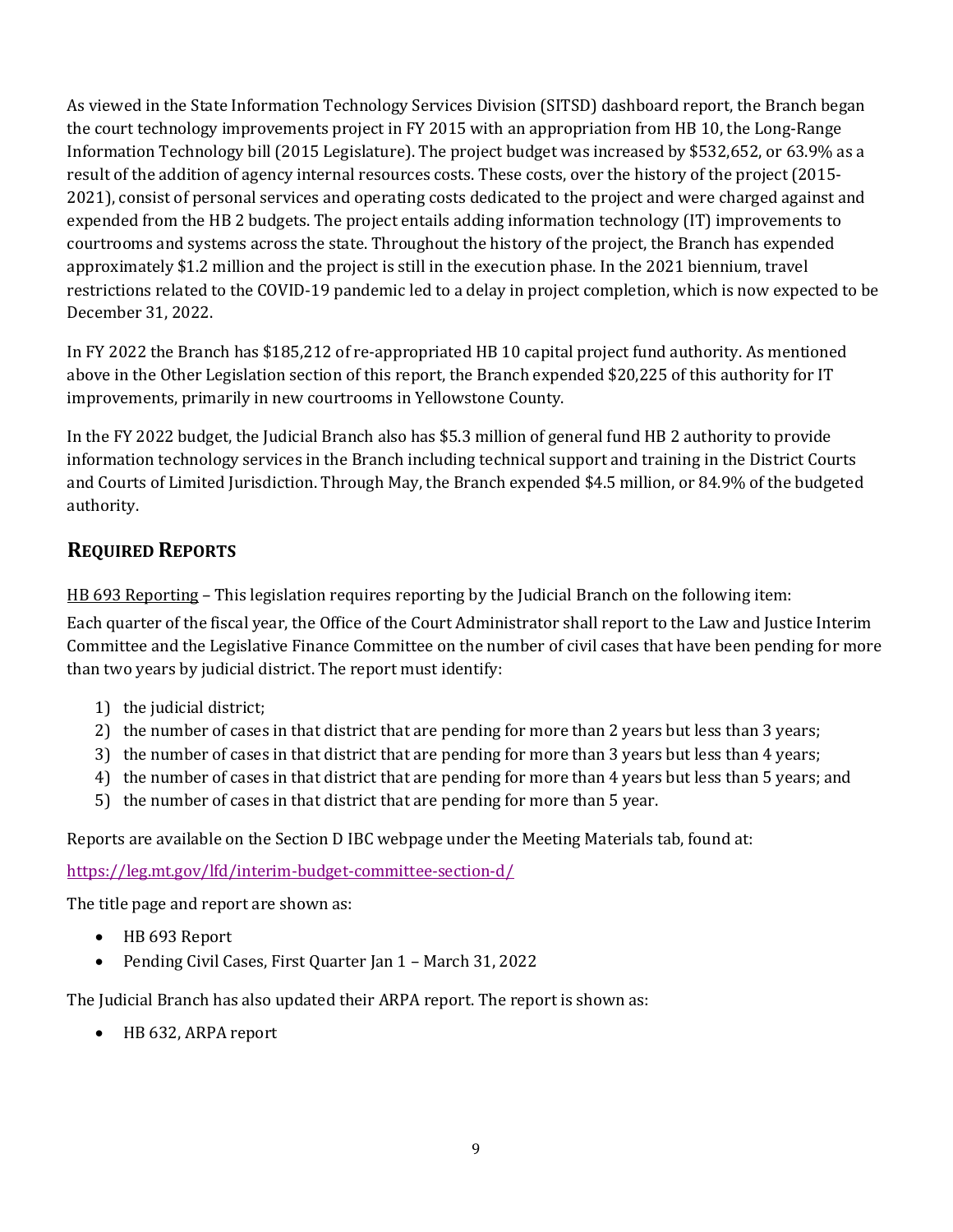As viewed in the State Information Technology Services Division (SITSD) dashboard report, the Branch began the court technology improvements project in FY 2015 with an appropriation from HB 10, the Long-Range Information Technology bill (2015 Legislature). The project budget was increased by $532,652, or 63.9% as a result of the addition of agency internal resources costs. These costs, over the history of the project (2015-2021), consist of personal services and operating costs dedicated to the project and were charged against and expended from the HB 2 budgets. The project entails adding information technology (IT) improvements to courtrooms and systems across the state. Throughout the history of the project, the Branch has expended approximately $1.2 million and the project is still in the execution phase. In the 2021 biennium, travel restrictions related to the COVID-19 pandemic led to a delay in project completion, which is now expected to be December 31, 2022.

In FY 2022 the Branch has $185,212 of re-appropriated HB 10 capital project fund authority. As mentioned above in the Other Legislation section of this report, the Branch expended $20,225 of this authority for IT improvements, primarily in new courtrooms in Yellowstone County.

In the FY 2022 budget, the Judicial Branch also has $5.3 million of general fund HB 2 authority to provide information technology services in the Branch including technical support and training in the District Courts and Courts of Limited Jurisdiction. Through May, the Branch expended $4.5 million, or 84.9% of the budgeted authority.

## REQUIRED REPORTS

HB 693 Reporting – This legislation requires reporting by the Judicial Branch on the following item:

Each quarter of the fiscal year, the Office of the Court Administrator shall report to the Law and Justice Interim Committee and the Legislative Finance Committee on the number of civil cases that have been pending for more than two years by judicial district. The report must identify:

1) the judicial district;
2) the number of cases in that district that are pending for more than 2 years but less than 3 years;
3) the number of cases in that district that are pending for more than 3 years but less than 4 years;
4) the number of cases in that district that are pending for more than 4 years but less than 5 years; and
5) the number of cases in that district that are pending for more than 5 year.

Reports are available on the Section D IBC webpage under the Meeting Materials tab, found at:

https://leg.mt.gov/lfd/interim-budget-committee-section-d/

The title page and report are shown as:

- HB 693 Report
- Pending Civil Cases, First Quarter Jan 1 – March 31, 2022

The Judicial Branch has also updated their ARPA report. The report is shown as:

- HB 632, ARPA report